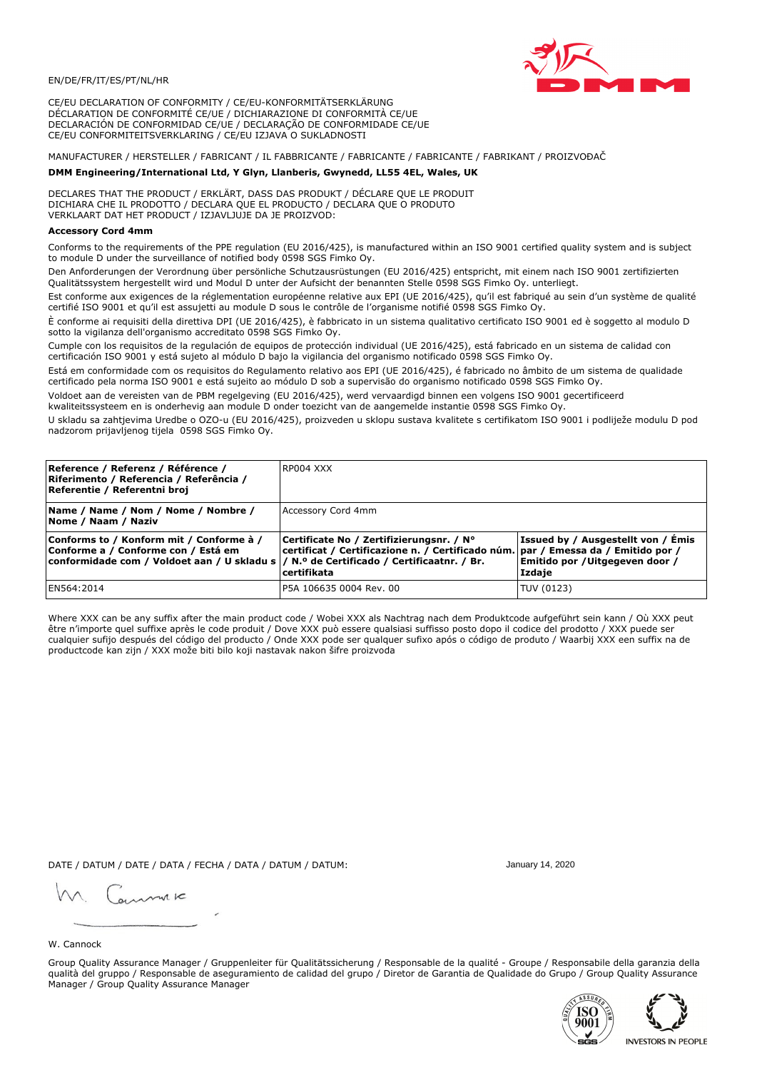EN/DE/FR/IT/ES/PT/NL/HR

CE/EU DECLARATION OF CONFORMITY / CE/EU-KONFORMITÄTSERKLÄRUNG
DÉCLARATION DE CONFORMITÉ CE/UE / DICHIARAZIONE DI CONFORMITÀ CE/UE
DECLARACIÓN DE CONFORMIDAD CE/UE / DECLARAÇÃO DE CONFORMIDADE CE/UE
CE/EU CONFORMITEITSVERKLARING / CE/EU IZJAVA O SUKLADNOSTI

MANUFACTURER / HERSTELLER / FABRICANT / IL FABBRICANTE / FABRICANTE / FABRICANTE / FABRIKANT / PROIZVOĐAČ

**DMM Engineering/International Ltd, Y Glyn, Llanberis, Gwynedd, LL55 4EL, Wales, UK**

DECLARES THAT THE PRODUCT / ERKLÄRT, DASS DAS PRODUKT / DÉCLARE QUE LE PRODUIT
DICHIARA CHE IL PRODOTTO / DECLARA QUE EL PRODUCTO / DECLARA QUE O PRODUTO
VERKLAART DAT HET PRODUCT / IZJAVLJUJE DA JE PROIZVOD:

**Accessory Cord 4mm**

Conforms to the requirements of the PPE regulation (EU 2016/425), is manufactured within an ISO 9001 certified quality system and is subject to module D under the surveillance of notified body 0598 SGS Fimko Oy.

Den Anforderungen der Verordnung über persönliche Schutzausrüstungen (EU 2016/425) entspricht, mit einem nach ISO 9001 zertifizierten Qualitätssystem hergestellt wird und Modul D unter der Aufsicht der benannten Stelle 0598 SGS Fimko Oy. unterliegt.

Est conforme aux exigences de la réglementation européenne relative aux EPI (UE 2016/425), qu'il est fabriqué au sein d'un système de qualité certifié ISO 9001 et qu'il est assujetti au module D sous le contrôle de l'organisme notifié 0598 SGS Fimko Oy.

È conforme ai requisiti della direttiva DPI (UE 2016/425), è fabbricato in un sistema qualitativo certificato ISO 9001 ed è soggetto al modulo D sotto la vigilanza dell'organismo accreditato 0598 SGS Fimko Oy.

Cumple con los requisitos de la regulación de equipos de protección individual (UE 2016/425), está fabricado en un sistema de calidad con certificación ISO 9001 y está sujeto al módulo D bajo la vigilancia del organismo notificado 0598 SGS Fimko Oy.

Está em conformidade com os requisitos do Regulamento relativo aos EPI (UE 2016/425), é fabricado no âmbito de um sistema de qualidade certificado pela norma ISO 9001 e está sujeito ao módulo D sob a supervisão do organismo notificado 0598 SGS Fimko Oy.

Voldoet aan de vereisten van de PBM regelgeving (EU 2016/425), werd vervaardigd binnen een volgens ISO 9001 gecertificeerd kwaliteitssysteem en is onderhevig aan module D onder toezicht van de aangemelde instantie 0598 SGS Fimko Oy.

U skladu sa zahtjevima Uredbe o OZO-u (EU 2016/425), proizveden u sklopu sustava kvalitete s certifikatom ISO 9001 i podliježe modulu D pod nadzorom prijavljenog tijela 0598 SGS Fimko Oy.

| **Reference / Referenz / Référence / Riferimento / Referencia / Referência / Referentie / Referentni broj** | RP004 XXX | |
|---|---|---|
| **Name / Name / Nom / Nome / Nombre / Nome / Naam / Naziv** | Accessory Cord 4mm | |
| **Conforms to / Konform mit / Conforme à / Conforme a / Conforme con / Está em conformidade com / Voldoet aan / U skladu s** | **Certificate No / Zertifizierungsnr. / N° certificat / Certificazione n. / Certificado núm. / N.º de Certificado / Certificaatnr. / Br. certifikata** | **Issued by / Ausgestellt von / Émis par / Emessa da / Emitido por / Emitido por / Uitgegeven door / Izdaje** |
| EN564:2014 | P5A 106635 0004 Rev. 00 | TUV (0123) |

Where XXX can be any suffix after the main product code / Wobei XXX als Nachtrag nach dem Produktcode aufgeführt sein kann / Où XXX peut être n'importe quel suffixe après le code produit / Dove XXX può essere qualsiasi suffisso posto dopo il codice del prodotto / XXX puede ser cualquier sufijo después del código del producto / Onde XXX pode ser qualquer sufixo após o código de produto / Waarbij XXX een suffix na de productcode kan zijn / XXX može biti bilo koji nastavak nakon šifre proizvoda

DATE / DATUM / DATE / DATA / FECHA / DATA / DATUM / DATUM: January 14, 2020

W. Cannock

Group Quality Assurance Manager / Gruppenleiter für Qualitätssicherung / Responsable de la qualité - Groupe / Responsabile della garanzia della qualità del gruppo / Responsable de aseguramiento de calidad del grupo / Diretor de Garantia de Qualidade do Grupo / Group Quality Assurance Manager / Group Quality Assurance Manager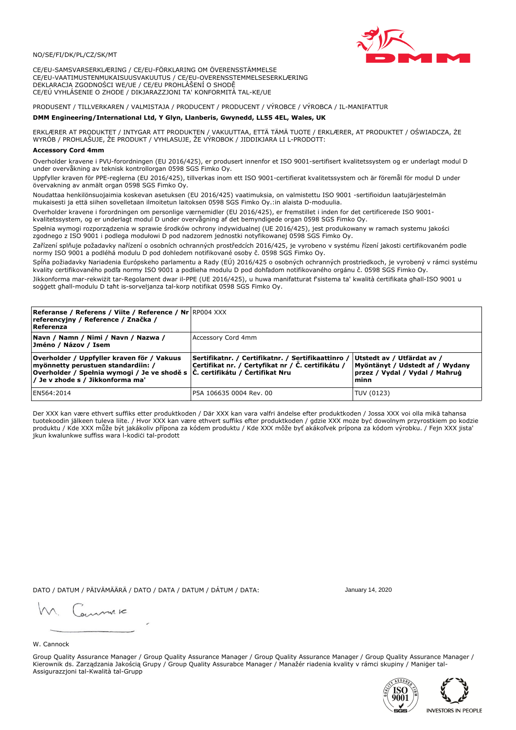NO/SE/FI/DK/PL/CZ/SK/MT

CE/EU-SAMSVARSERKLÆRING / CE/EU-FÖRKLARING OM ÖVERENSSTÄMMELSE
CE/EU-VAATIMUSTENMUKAISUUSVAKUUTUS / CE/EU-OVERENSSTEMMELSESERKLÆRING
DEKLARACJA ZGODNOŚCI WE/UE / CE/EU PROHLÁŠENÍ O SHODĚ
CE/EÚ VYHLÁSENIE O ZHODE / DIKJARAZZJONI TA' KONFORMITÀ TAL-KE/UE

PRODUSENT / TILLVERKAREN / VALMISTAJA / PRODUCENT / PRODUCENT / VÝROBCE / VÝROBCA / IL-MANIFATTUR

**DMM Engineering/International Ltd, Y Glyn, Llanberis, Gwynedd, LL55 4EL, Wales, UK**

ERKLÆRER AT PRODUKTET / INTYGAR ATT PRODUKTEN / VAKUUTTAA, ETTÄ TÄMÄ TUOTE / ERKLÆRER, AT PRODUKTET / OŚWIADCZA, ŻE WYRÓB / PROHLAŠUJE, ŽE PRODUKT / VYHLASUJE, ŽE VÝROBOK / JIDDIKJARA LI L-PRODOTT:

**Accessory Cord 4mm**

Overholder kravene i PVU-forordningen (EU 2016/425), er produsert innenfor et ISO 9001-sertifisert kvalitetssystem og er underlagt modul D under overvåkning av teknisk kontrollorgan 0598 SGS Fimko Oy.

Uppfyller kraven för PPE-reglerna (EU 2016/425), tillverkas inom ett ISO 9001-certifierat kvalitetssystem och är föremål för modul D under övervakning av anmält organ 0598 SGS Fimko Oy.

Noudattaa henkilönsuojaimia koskevan asetuksen (EU 2016/425) vaatimuksia, on valmistettu ISO 9001 -sertifioidun laatujärjestelmän mukaisesti ja että siihen sovelletaan ilmoitetun laitoksen 0598 SGS Fimko Oy.:in alaista D-moduulia.

Overholder kravene i forordningen om personlige værnemidler (EU 2016/425), er fremstillet i inden for det certificerede ISO 9001-kvalitetssystem, og er underlagt modul D under overvågning af det bemyndigede organ 0598 SGS Fimko Oy.

Spełnia wymogi rozporządzenia w sprawie środków ochrony indywidualnej (UE 2016/425), jest produkowany w ramach systemu jakości zgodnego z ISO 9001 i podlega modułowi D pod nadzorem jednostki notyfikowanej 0598 SGS Fimko Oy.

Zařízení splňuje požadavky nařízení o osobních ochranných prostředcích 2016/425, je vyrobeno v systému řízení jakosti certifikovaném podle normy ISO 9001 a podléhá modulu D pod dohledem notifikované osoby č. 0598 SGS Fimko Oy.

Spĺňa požiadavky Nariadenia Európskeho parlamentu a Rady (EÚ) 2016/425 o osobných ochranných prostriedkoch, je vyrobený v rámci systému kvality certifikovaného podľa normy ISO 9001 a podlieha modulu D pod dohľadom notifikovaného orgánu č. 0598 SGS Fimko Oy.

Jikkonforma mar-rekwiżit tar-Regolament dwar il-PPE (UE 2016/425), u huwa manifatturat f'sistema ta' kwalità ċertifikata għall-ISO 9001 u soġġett għall-modulu D taħt is-sorveljanza tal-korp notifikat 0598 SGS Fimko Oy.

| **Referanse / Referens / Viite / Reference / Nr referencyjny / Reference / Značka / Referenza** | RP004 XXX | |
|---|---|---|
| **Navn / Namn / Nimi / Navn / Nazwa / Jméno / Názov / Isem** | Accessory Cord 4mm | |
| **Overholder / Uppfyller kraven för / Vakuus myönnetty perustuen standardiin: / Overholder / Spełnia wymogi / Je ve shodě s / Je v zhode s / Jikkonforma ma'** | **Sertifikatnr. / Certifikatnr. / Sertifikaattinro / Certifikat nr. / Certyfikat nr / Č. certifikátu / Č. certifikátu / Ċertifikat Nru** | **Utstedt av / Utfärdat av / Myöntänyt / Udstedt af / Wydany przez / Vydal / Vydal / Maħruġ minn** |
| EN564:2014 | P5A 106635 0004 Rev. 00 | TUV (0123) |

Der XXX kan være ethvert suffiks etter produktkoden / Där XXX kan vara valfri ändelse efter produktkoden / Jossa XXX voi olla mikä tahansa tuotekoodin jälkeen tuleva liite. / Hvor XXX kan være ethvert suffiks efter produktkoden / gdzie XXX może być dowolnym przyrostkiem po kodzie produktu / Kde XXX může být jakákoliv přípona za kódem produktu / Kde XXX môže byť akákoľvek prípona za kódom výrobku. / Fejn XXX jista' jkun kwalunkwe suffiss wara l-kodiċi tal-prodott

DATO / DATUM / PÄIVÄMÄÄRÄ / DATO / DATA / DATUM / DÁTUM / DATA: January 14, 2020

W. Cannock

Group Quality Assurance Manager / Group Quality Assurance Manager / Group Quality Assurance Manager / Group Quality Assurance Manager / Kierownik ds. Zarządzania Jakością Grupy / Group Quality Assurabce Manager / Manažér riadenia kvality v rámci skupiny / Maniġer tal-Assigurazzjoni tal-Kwalità tal-Grupp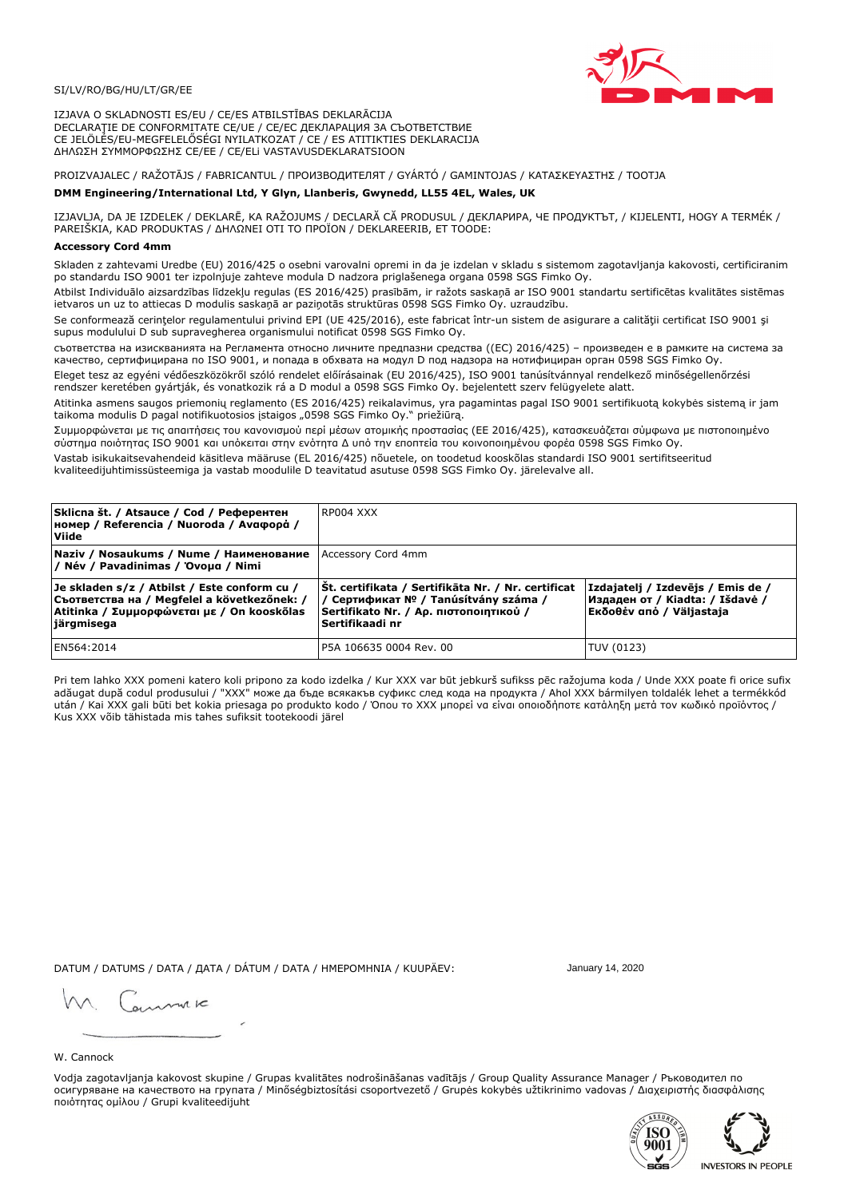SI/LV/RO/BG/HU/LT/GR/EE

IZJAVA O SKLADNOSTI ES/EU / CE/ES ATBILSTĪBAS DEKLARĀCIJA
DECLARAȚIE DE CONFORMITATE CE/UE / CE/ЕС ДЕКЛАРАЦИЯ ЗА СЪОТВЕТСТВИЕ
CE JELÖLÉS/EU-MEGFELELŐSÉGI NYILATKOZAT / CE / ES ATITIKTIES DEKLARACIJA
ΔΗΛΩΣΗ ΣΥΜΜΟΡΦΩΣΗΣ CE/EE / CE/ELi VASTAVUSDEKLARATSIOON

PROIZVAJALEC / RAŽOTĀJS / FABRICANTUL / ПРОИЗВОДИТЕЛЯТ / GYÁRTÓ / GAMINTOJAS / ΚΑΤΑΣΚΕΥΑΣΤΗΣ / TOOTJA

**DMM Engineering/International Ltd, Y Glyn, Llanberis, Gwynedd, LL55 4EL, Wales, UK**

IZJAVLJA, DA JE IZDELEK / DEKLARĒ, KA RAŽOJUMS / DECLARĂ CĂ PRODUSUL / ДЕКЛАРИРА, ЧЕ ПРОДУКТЪТ, / KIJELENTI, HOGY A TERMÉK / PAREIŠKIA, KAD PRODUKTAS / ΔΗΛΩΝΕΙ ΟΤΙ ΤΟ ΠΡΟΪΟΝ / DEKLAREERIB, ET TOODE:

**Accessory Cord 4mm**

Skladen z zahtevami Uredbe (EU) 2016/425 o osebni varovalni opremi in da je izdelan v skladu s sistemom zagotavljanja kakovosti, certificiranim po standardu ISO 9001 ter izpolnjuje zahteve modula D nadzora priglašenega organa 0598 SGS Fimko Oy.

Atbilst Individuālo aizsardzības līdzekļu regulas (ES 2016/425) prasībām, ir ražots saskaņā ar ISO 9001 standartu sertificētas kvalitātes sistēmas ietvaros un uz to attiecas D modulis saskaņā ar paziņotās struktūras 0598 SGS Fimko Oy. uzraudzību.

Se conformează cerințelor regulamentului privind EPI (UE 425/2016), este fabricat într-un sistem de asigurare a calității certificat ISO 9001 și supus modulului D sub supravegherea organismului notificat 0598 SGS Fimko Oy.

съответства на изискванията на Регламента относно личните предпазни средства ((ЕС) 2016/425) – произведен е в рамките на система за качество, сертифицирана по ISO 9001, и попада в обхвата на модул D под надзора на нотифициран орган 0598 SGS Fimko Oy.

Eleget tesz az egyéni védőeszközökről szóló rendelet előírásainak (EU 2016/425), ISO 9001 tanúsítvánnyal rendelkező minőségellenőrzési rendszer keretében gyártják, és vonatkozik rá a D modul a 0598 SGS Fimko Oy. bejelentett szerv felügyelete alatt.

Atitinka asmens saugos priemonių reglamento (ES 2016/425) reikalavimus, yra pagamintas pagal ISO 9001 sertifikuotą kokybės sistemą ir jam taikoma modulis D pagal notifikuotosios įstaigos „0598 SGS Fimko Oy." priežiūrą.

Συμμορφώνεται με τις απαιτήσεις του κανονισμού περί μέσων ατομικής προστασίας (ΕΕ 2016/425), κατασκευάζεται σύμφωνα με πιστοποιημένο σύστημα ποιότητας ISO 9001 και υπόκειται στην ενότητα Δ υπό την εποπτεία του κοινοποιημένου φορέα 0598 SGS Fimko Oy.

Vastab isikukaitsevahendeid käsitleva määruse (EL 2016/425) nõuetele, on toodetud kooskõlas standardi ISO 9001 sertifitseeritud kvaliteedijuhtimissüsteemiga ja vastab moodulile D teavitatud asutuse 0598 SGS Fimko Oy. järelevalve all.

| | | |
|---|---|---|
| **Sklicna št. / Atsauce / Cod / Референтен номер / Referencia / Nuoroda / Αναφορά / Viide** | RP004 XXX | |
| **Naziv / Nosaukums / Nume / Наименование / Név / Pavadinimas / Όνομα / Nimi** | Accessory Cord 4mm | |
| **Je skladen s/z / Atbilst / Este conform cu / Съответства на / Megfelel a következőnek: / Atitinka / Συμμορφώνεται με / On kooskõlas järgmisega** | **Št. certifikata / Sertifikāta Nr. / Nr. certificat / Сертификат № / Tanúsítvány száma / Sertifikato Nr. / Αρ. πιστοποιητικού / Sertifikaadi nr** | **Izdajatelj / Izdevējs / Emis de / Издаден от / Kiadta: / Išdavė / Εκδοθέν από / Väljastaja** |
| EN564:2014 | P5A 106635 0004 Rev. 00 | TUV (0123) |

Pri tem lahko XXX pomeni katero koli pripono za kodo izdelka / Kur XXX var būt jebkurš sufikss pēc ražojuma koda / Unde XXX poate fi orice sufix adăugat după codul produsului / "XXX" може да бъде всякакъв суфикс след кода на продукта / Ahol XXX bármilyen toldalék lehet a termékkód után / Kai XXX gali būti bet kokia priesaga po produkto kodo / Όπου το XXX μπορεί να είναι οποιοδήποτε κατάληξη μετά τον κωδικό προϊόντος / Kus XXX võib tähistada mis tahes sufiksit tootekoodi järel

DATUM / DATUMS / DATA / ДАТА / DÁTUM / DATA / ΗΜΕΡΟΜΗΝΙΑ / KUUPÄEV: January 14, 2020

W. Cannock

Vodja zagotavljanja kakovost skupine / Grupas kvalitātes nodrošināšanas vadītājs / Group Quality Assurance Manager / Ръководител по осигуряване на качеството на групата / Minőségbiztosítási csoportvezető / Grupės kokybės užtikrinimo vadovas / Διαχειριστής διασφάλισης ποιότητας ομίλου / Grupi kvaliteedijuht